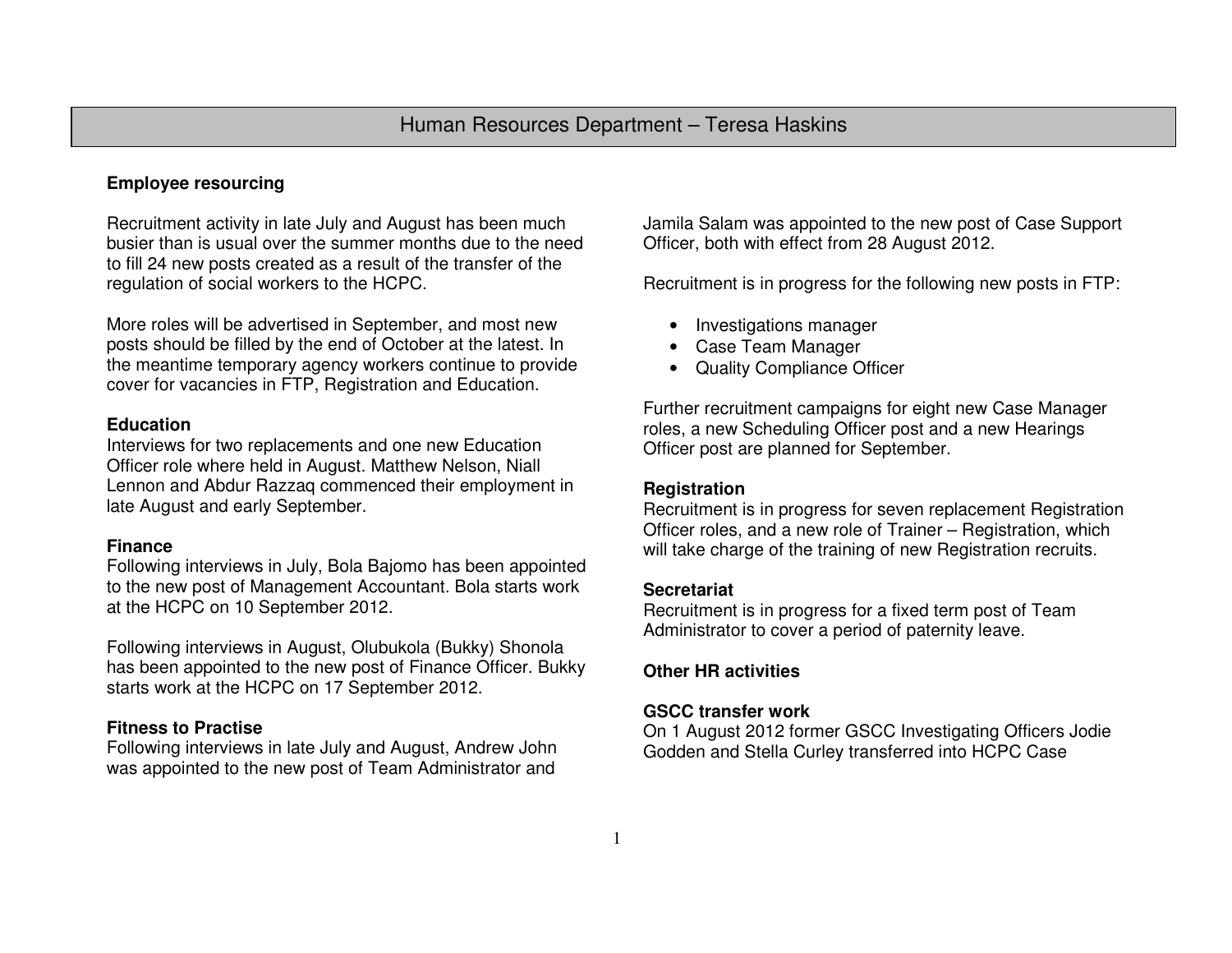# Human Resources Department – Teresa Haskins

**Employee resourcing**

Recruitment activity in late July and August has been much busier than is usual over the summer months due to the need to fill 24 new posts created as a result of the transfer of the regulation of social workers to the HCPC.

More roles will be advertised in September, and most new posts should be filled by the end of October at the latest. In the meantime temporary agency workers continue to provide cover for vacancies in FTP, Registration and Education.

**Education**
Interviews for two replacements and one new Education Officer role where held in August. Matthew Nelson, Niall Lennon and Abdur Razzaq commenced their employment in late August and early September.

**Finance**
Following interviews in July, Bola Bajomo has been appointed to the new post of Management Accountant. Bola starts work at the HCPC on 10 September 2012.

Following interviews in August, Olubukola (Bukky) Shonola has been appointed to the new post of Finance Officer. Bukky starts work at the HCPC on 17 September 2012.

**Fitness to Practise**
Following interviews in late July and August, Andrew John was appointed to the new post of Team Administrator and Jamila Salam was appointed to the new post of Case Support Officer, both with effect from 28 August 2012.

Recruitment is in progress for the following new posts in FTP:

- Investigations manager
- Case Team Manager
- Quality Compliance Officer

Further recruitment campaigns for eight new Case Manager roles, a new Scheduling Officer post and a new Hearings Officer post are planned for September.

**Registration**
Recruitment is in progress for seven replacement Registration Officer roles, and a new role of Trainer – Registration, which will take charge of the training of new Registration recruits.

**Secretariat**
Recruitment is in progress for a fixed term post of Team Administrator to cover a period of paternity leave.

**Other HR activities**

**GSCC transfer work**
On 1 August 2012 former GSCC Investigating Officers Jodie Godden and Stella Curley transferred into HCPC Case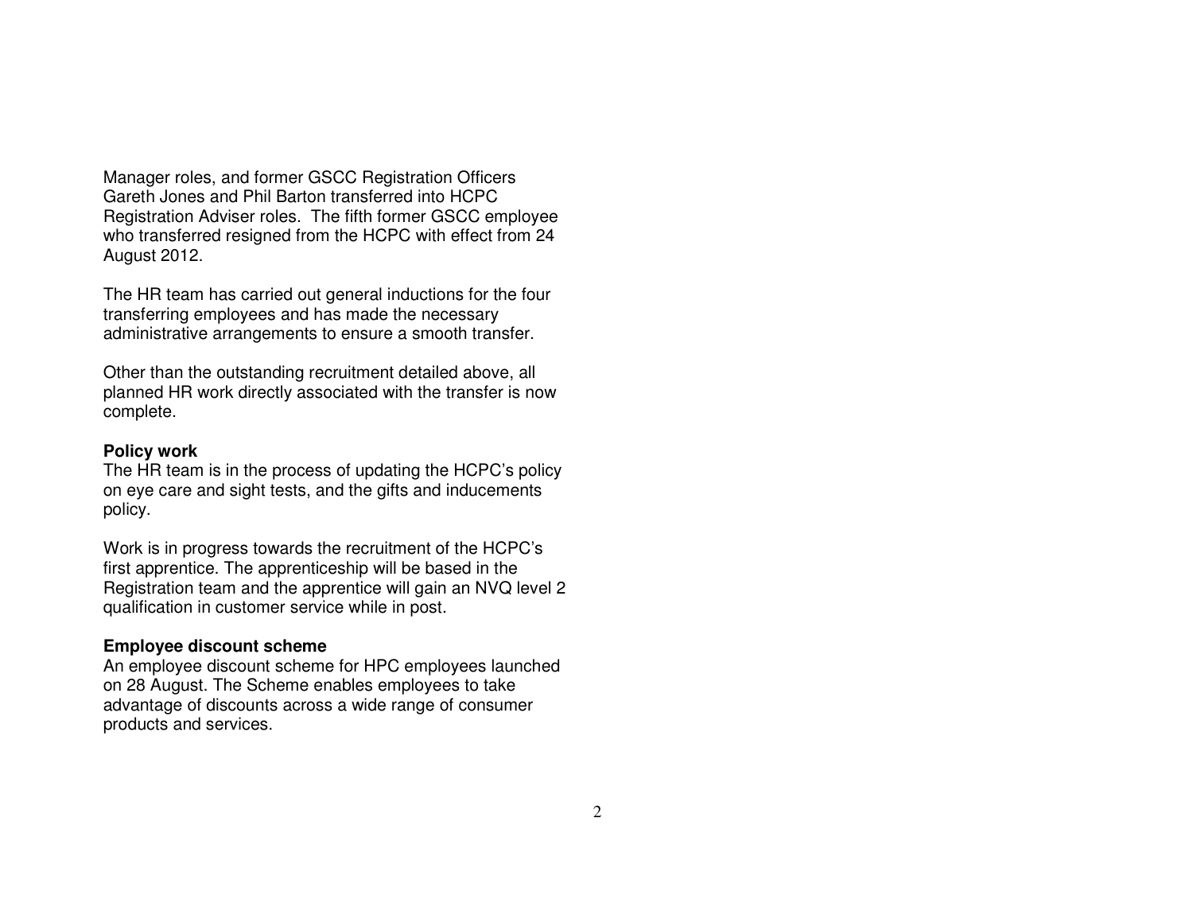Manager roles, and former GSCC Registration Officers Gareth Jones and Phil Barton transferred into HCPC Registration Adviser roles. The fifth former GSCC employee who transferred resigned from the HCPC with effect from 24 August 2012.

The HR team has carried out general inductions for the four transferring employees and has made the necessary administrative arrangements to ensure a smooth transfer.

Other than the outstanding recruitment detailed above, all planned HR work directly associated with the transfer is now complete.

**Policy work**
The HR team is in the process of updating the HCPC's policy on eye care and sight tests, and the gifts and inducements policy.

Work is in progress towards the recruitment of the HCPC's first apprentice. The apprenticeship will be based in the Registration team and the apprentice will gain an NVQ level 2 qualification in customer service while in post.

**Employee discount scheme**
An employee discount scheme for HPC employees launched on 28 August. The Scheme enables employees to take advantage of discounts across a wide range of consumer products and services.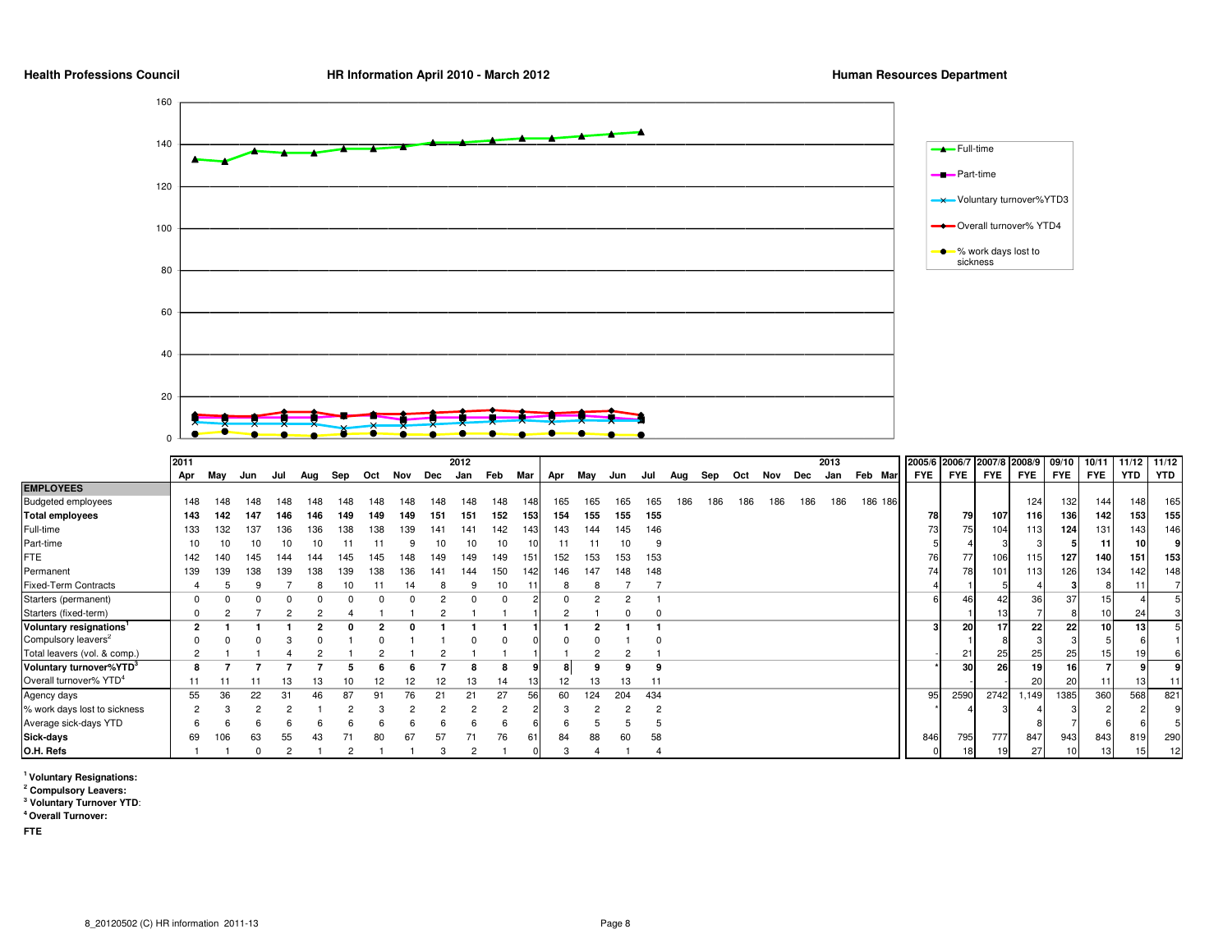**Health Professions Council** **HR Information April 2010 - March 2012** **Human Resources Department**

160
140
120
100
80
60
40
20
0

Full-time
Part-time
Voluntary turnover%YTD3
Overall turnover% YTD4
% work days lost to sickness

| | 2011 Apr | May | Jun | Jul | Aug | Sep | Oct | Nov | Dec | 2012 Jan | Feb | Mar | Apr | May | Jun | Jul | Aug | Sep | Oct | Nov | Dec | 2013 Jan | Feb | Mar | 2005/6 FYE | 2006/7 FYE | 2007/8 FYE | 2008/9 FYE | 09/10 FYE | 10/11 FYE | 11/12 YTD | 11/12 YTD |
|---|---|---|---|---|---|---|---|---|---|---|---|---|---|---|---|---|---|---|---|---|---|---|---|---|---|---|---|---|---|---|---|---|
| **EMPLOYEES** | | | | | | | | | | | | | | | | | | | | | | | | | | | | | | | | |
| Budgeted employees | 148 | 148 | 148 | 148 | 148 | 148 | 148 | 148 | 148 | 148 | 148 | 148 | 165 | 165 | 165 | 165 | 186 | 186 | 186 | 186 | 186 | 186 | 186 | 186 | | | | 124 | 132 | 144 | 148 | 165 |
| **Total employees** | **143** | **142** | **147** | **146** | **146** | **149** | **149** | **149** | **151** | **151** | **152** | **153** | **154** | **155** | **155** | **155** | | | | | | | | | **78** | **79** | **107** | **116** | **136** | **142** | **153** | **155** |
| Full-time | 133 | 132 | 137 | 136 | 136 | 138 | 138 | 139 | 141 | 141 | 142 | 143 | 143 | 144 | 145 | 146 | | | | | | | | | 73 | 75 | 104 | 113 | **124** | 131 | 143 | 146 |
| Part-time | 10 | 10 | 10 | 10 | 10 | 11 | 11 | 9 | 10 | 10 | 10 | 10 | 11 | 11 | 10 | 9 | | | | | | | | | 5 | 4 | 3 | 3 | **5** | **11** | **10** | **9** |
| FTE | 142 | 140 | 145 | 144 | 144 | 145 | 145 | 148 | 149 | 149 | 149 | 151 | 152 | 153 | 153 | 153 | | | | | | | | | 76 | 77 | 106 | 115 | **127** | **140** | **151** | **153** |
| Permanent | 139 | 139 | 138 | 139 | 138 | 139 | 138 | 136 | 141 | 144 | 150 | 142 | 146 | 147 | 148 | 148 | | | | | | | | | 74 | 78 | 101 | 113 | 126 | 134 | 142 | 148 |
| Fixed-Term Contracts | 4 | 5 | 9 | 7 | 8 | 10 | 11 | 14 | 8 | 9 | 10 | 11 | 8 | 8 | 7 | 7 | | | | | | | | | 4 | 1 | 5 | 4 | **3** | 8 | 11 | 7 |
| Starters (permanent) | 0 | 0 | 0 | 0 | 0 | 0 | 0 | 0 | 2 | 0 | 0 | 2 | 0 | 2 | 2 | 1 | | | | | | | | | 6 | 46 | 42 | 36 | 37 | 15 | 4 | 5 |
| Starters (fixed-term) | 0 | 2 | 7 | 2 | 2 | 4 | 1 | 1 | 2 | 1 | 1 | 1 | 2 | 1 | 0 | 0 | | | | | | | | | | 1 | 13 | 7 | 8 | 10 | 24 | 3 |
| **Voluntary resignations**[1] | **2** | **1** | **1** | **1** | **2** | **0** | **2** | **0** | **1** | **1** | **1** | **1** | **1** | **2** | **1** | **1** | | | | | | | | | **3** | **20** | **17** | **22** | **22** | **10** | **13** | 5 |
| Compulsory leavers[2] | 0 | 0 | 0 | 3 | 0 | 1 | 0 | 1 | 1 | 0 | 0 | 0 | 0 | 0 | 1 | 0 | | | | | | | | | | 1 | 8 | 3 | 3 | 5 | 6 | 1 |
| Total leavers (vol. & comp.) | 2 | 1 | 1 | 4 | 2 | 1 | 2 | 1 | 2 | 1 | 1 | 1 | 1 | 2 | 2 | 1 | | | | | | | | | - | 21 | 25 | 25 | 25 | 15 | 19 | 6 |
| **Voluntary turnover%YTD**[3] | **8** | **7** | **7** | **7** | **7** | **5** | **6** | **6** | **7** | **8** | **8** | **9** | **8** | **9** | **9** | **9** | | | | | | | | | * | **30** | **26** | **19** | **16** | **7** | **9** | **9** |
| Overall turnover% YTD[4] | 11 | 11 | 11 | 13 | 13 | 10 | 12 | 12 | 12 | 13 | 14 | 13 | 12 | 13 | 13 | 11 | | | | | | | | | | - | - | 20 | 20 | 11 | 13 | 11 |
| Agency days | 55 | 36 | 22 | 31 | 46 | 87 | 91 | 76 | 21 | 21 | 27 | 56 | 60 | 124 | 204 | 434 | | | | | | | | | 95 | 2590 | 2742 | 1,149 | 1385 | 360 | 568 | 821 |
| % work days lost to sickness | 2 | 3 | 2 | 2 | 1 | 2 | 3 | 2 | 2 | 2 | 2 | 2 | 3 | 2 | 2 | 2 | | | | | | | | | * | 4 | 3 | 4 | 3 | 2 | 2 | 9 |
| Average sick-days YTD | 6 | 6 | 6 | 6 | 6 | 6 | 6 | 6 | 6 | 6 | 6 | 6 | 6 | 5 | 5 | 5 | | | | | | | | | | | | 8 | 7 | 6 | 6 | 5 |
| **Sick-days** | 69 | 106 | 63 | 55 | 43 | 71 | 80 | 67 | 57 | 71 | 76 | 61 | 84 | 88 | 60 | 58 | | | | | | | | | 846 | 795 | 777 | 847 | 943 | 843 | 819 | 290 |
| **O.H. Refs** | 1 | 1 | 0 | 2 | 1 | 2 | 1 | 1 | 3 | 2 | 1 | 0 | 3 | 4 | 1 | 4 | | | | | | | | | 0 | 18 | 19 | 27 | 10 | 13 | 15 | 12 |

[1] **Voluntary Resignations:**
[2] **Compulsory Leavers:**
[3] **Voluntary Turnover YTD**:
[4] **Overall Turnover:**
**FTE**

8_20120502 (C) HR information 2011-13